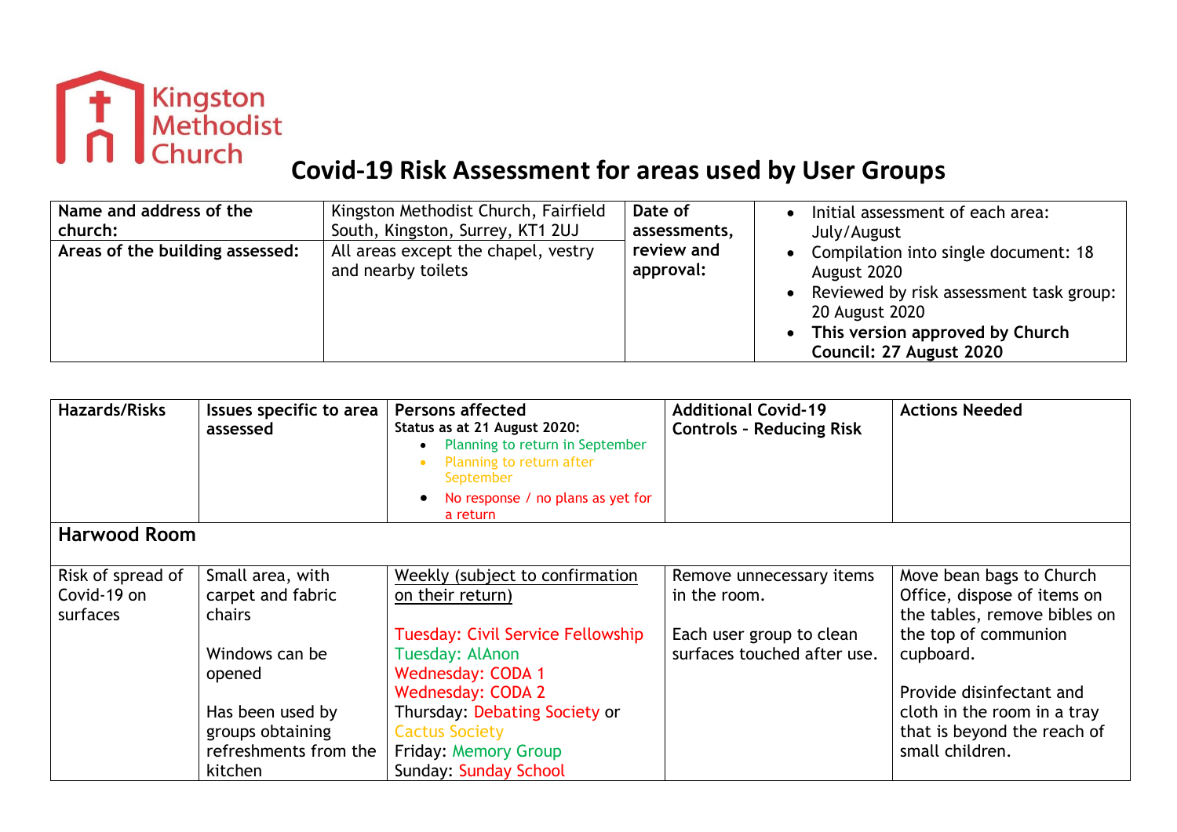Kingston Methodist Church

# Covid-19 Risk Assessment for areas used by User Groups

| Name and address of the church: | Kingston Methodist Church, Fairfield South, Kingston, Surrey, KT1 2UJ | Date of assessments, review and approval: | • Initial assessment of each area: July/August<br>• Compilation into single document: 18 August 2020<br>• Reviewed by risk assessment task group: 20 August 2020<br>• **This version approved by Church Council: 27 August 2020** |
|---|---|---|---|
| **Areas of the building assessed:** | All areas except the chapel, vestry and nearby toilets | | |

| Hazards/Risks | Issues specific to area assessed | Persons affected<br>**Status as at 21 August 2020:**<br>• Planning to return in September<br>• Planning to return after September<br>• No response / no plans as yet for a return | Additional Covid-19 Controls - Reducing Risk | Actions Needed |
|---|---|---|---|---|
| **Harwood Room** | | | | |
| Risk of spread of Covid-19 on surfaces | Small area, with carpet and fabric chairs<br><br>Windows can be opened<br><br>Has been used by groups obtaining refreshments from the kitchen | Weekly (subject to confirmation on their return)<br><br>Tuesday: Civil Service Fellowship<br>Tuesday: AlAnon<br>Wednesday: CODA 1<br>Wednesday: CODA 2<br>Thursday: Debating Society or Cactus Society<br>Friday: Memory Group<br>Sunday: Sunday School | Remove unnecessary items in the room.<br><br>Each user group to clean surfaces touched after use. | Move bean bags to Church Office, dispose of items on the tables, remove bibles on the top of communion cupboard.<br><br>Provide disinfectant and cloth in the room in a tray that is beyond the reach of small children. |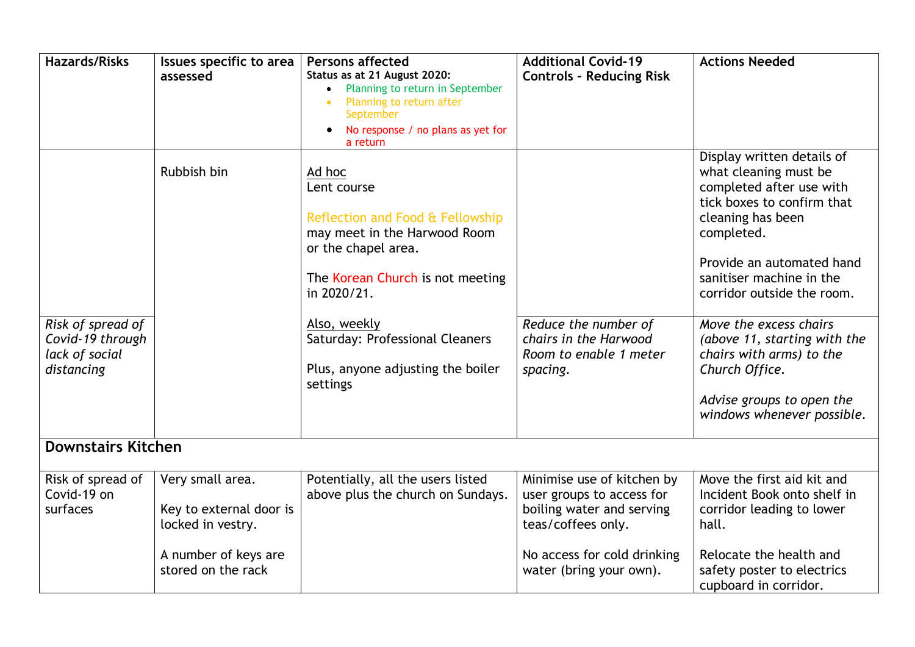| Hazards/Risks | Issues specific to area assessed | Persons affected<br>Status as at 21 August 2020:<br>• Planning to return in September<br>• Planning to return after September<br>• No response / no plans as yet for a return | Additional Covid-19 Controls - Reducing Risk | Actions Needed |
|---|---|---|---|---|
| | Rubbish bin | Ad hoc<br>Lent course<br><br>Reflection and Food & Fellowship may meet in the Harwood Room or the chapel area.<br><br>The Korean Church is not meeting in 2020/21. | | Display written details of what cleaning must be completed after use with tick boxes to confirm that cleaning has been completed.<br><br>Provide an automated hand sanitiser machine in the corridor outside the room. |
| *Risk of spread of Covid-19 through lack of social distancing* | | Also, weekly<br>Saturday: Professional Cleaners<br><br>Plus, anyone adjusting the boiler settings | *Reduce the number of chairs in the Harwood Room to enable 1 meter spacing.* | *Move the excess chairs (above 11, starting with the chairs with arms) to the Church Office.*<br><br>*Advise groups to open the windows whenever possible.* |
| **Downstairs Kitchen** | | | | |
| Risk of spread of Covid-19 on surfaces | Very small area.<br><br>Key to external door is locked in vestry.<br><br>A number of keys are stored on the rack | Potentially, all the users listed above plus the church on Sundays. | Minimise use of kitchen by user groups to access for boiling water and serving teas/coffees only.<br><br>No access for cold drinking water (bring your own). | Move the first aid kit and Incident Book onto shelf in corridor leading to lower hall.<br><br>Relocate the health and safety poster to electrics cupboard in corridor. |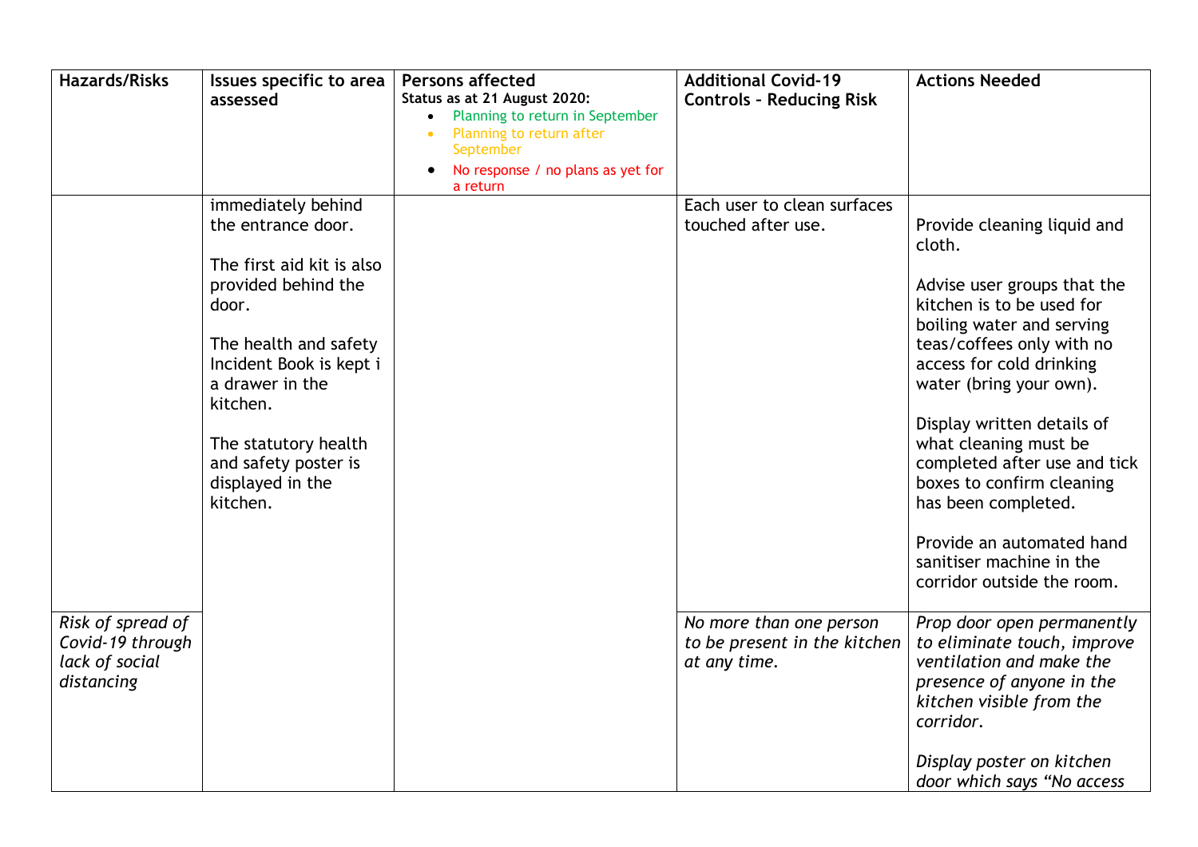| Hazards/Risks | Issues specific to area assessed | Persons affected<br>**Status as at 21 August 2020:**<br>• Planning to return in September<br>• Planning to return after September<br>• No response / no plans as yet for a return | Additional Covid-19 Controls - Reducing Risk | Actions Needed |
|---|---|---|---|---|
| | immediately behind the entrance door.<br><br>The first aid kit is also provided behind the door.<br><br>The health and safety Incident Book is kept i a drawer in the kitchen.<br><br>The statutory health and safety poster is displayed in the kitchen. | | Each user to clean surfaces touched after use. | Provide cleaning liquid and cloth.<br><br>Advise user groups that the kitchen is to be used for boiling water and serving teas/coffees only with no access for cold drinking water (bring your own).<br><br>Display written details of what cleaning must be completed after use and tick boxes to confirm cleaning has been completed.<br><br>Provide an automated hand sanitiser machine in the corridor outside the room. |
| *Risk of spread of Covid-19 through lack of social distancing* | | | *No more than one person to be present in the kitchen at any time.* | *Prop door open permanently to eliminate touch, improve ventilation and make the presence of anyone in the kitchen visible from the corridor.*<br><br>*Display poster on kitchen door which says "No access* |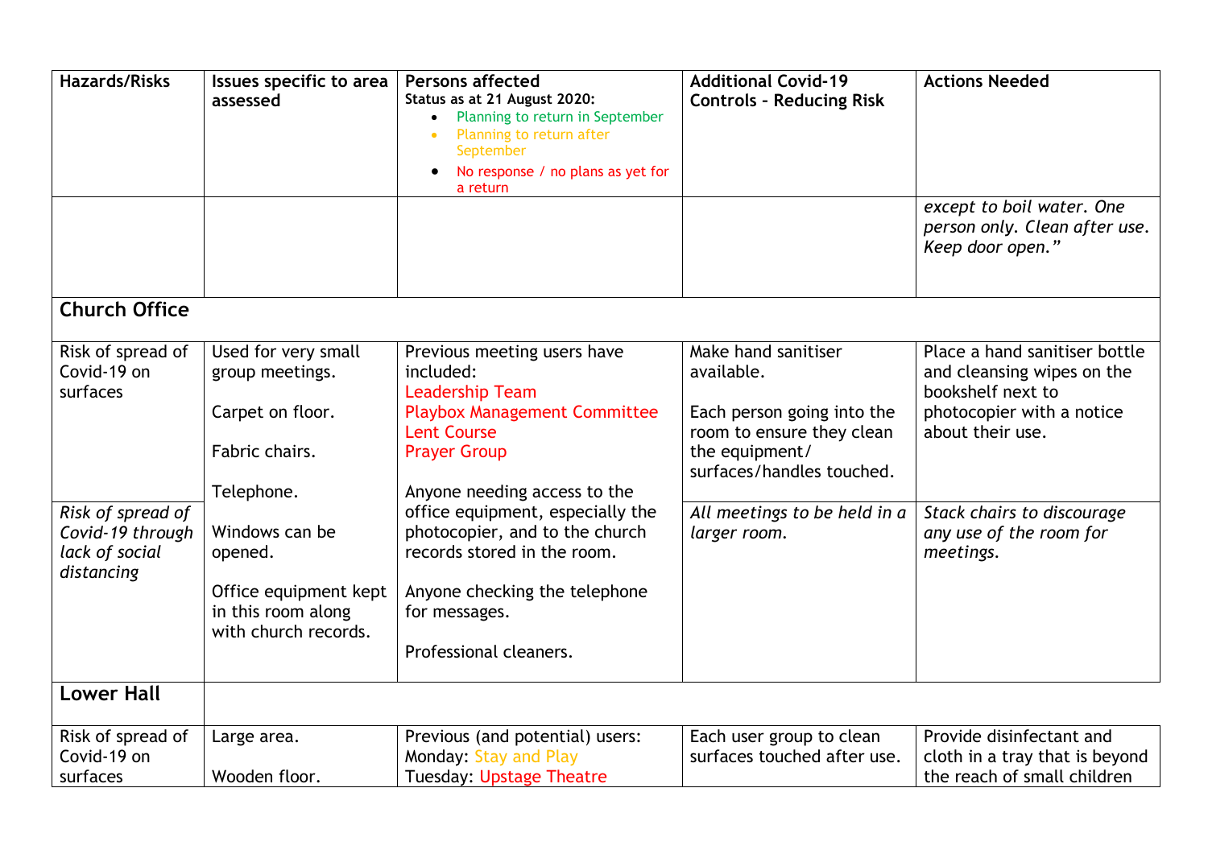| Hazards/Risks | Issues specific to area assessed | Persons affected<br>**Status as at 21 August 2020:**<br>• Planning to return in September<br>• Planning to return after September<br>• No response / no plans as yet for a return | Additional Covid-19 Controls - Reducing Risk | Actions Needed |
|---|---|---|---|---|
| | | | | *except to boil water. One person only. Clean after use. Keep door open."* |
| **Church Office** | | | | |
| Risk of spread of Covid-19 on surfaces | Used for very small group meetings.<br><br>Carpet on floor.<br><br>Fabric chairs.<br><br>Telephone.<br><br>Windows can be opened.<br><br>Office equipment kept in this room along with church records. | Previous meeting users have included:<br>Leadership Team<br>Playbox Management Committee<br>Lent Course<br>Prayer Group<br><br>Anyone needing access to the office equipment, especially the photocopier, and to the church records stored in the room.<br><br>Anyone checking the telephone for messages.<br><br>Professional cleaners. | Make hand sanitiser available.<br><br>Each person going into the room to ensure they clean the equipment/ surfaces/handles touched. | Place a hand sanitiser bottle and cleansing wipes on the bookshelf next to photocopier with a notice about their use. |
| *Risk of spread of Covid-19 through lack of social distancing* | | | *All meetings to be held in a larger room.* | *Stack chairs to discourage any use of the room for meetings.* |
| **Lower Hall** | | | | |
| Risk of spread of Covid-19 on surfaces | Large area.<br><br>Wooden floor. | Previous (and potential) users:<br>Monday: Stay and Play<br>Tuesday: Upstage Theatre | Each user group to clean surfaces touched after use. | Provide disinfectant and cloth in a tray that is beyond the reach of small children |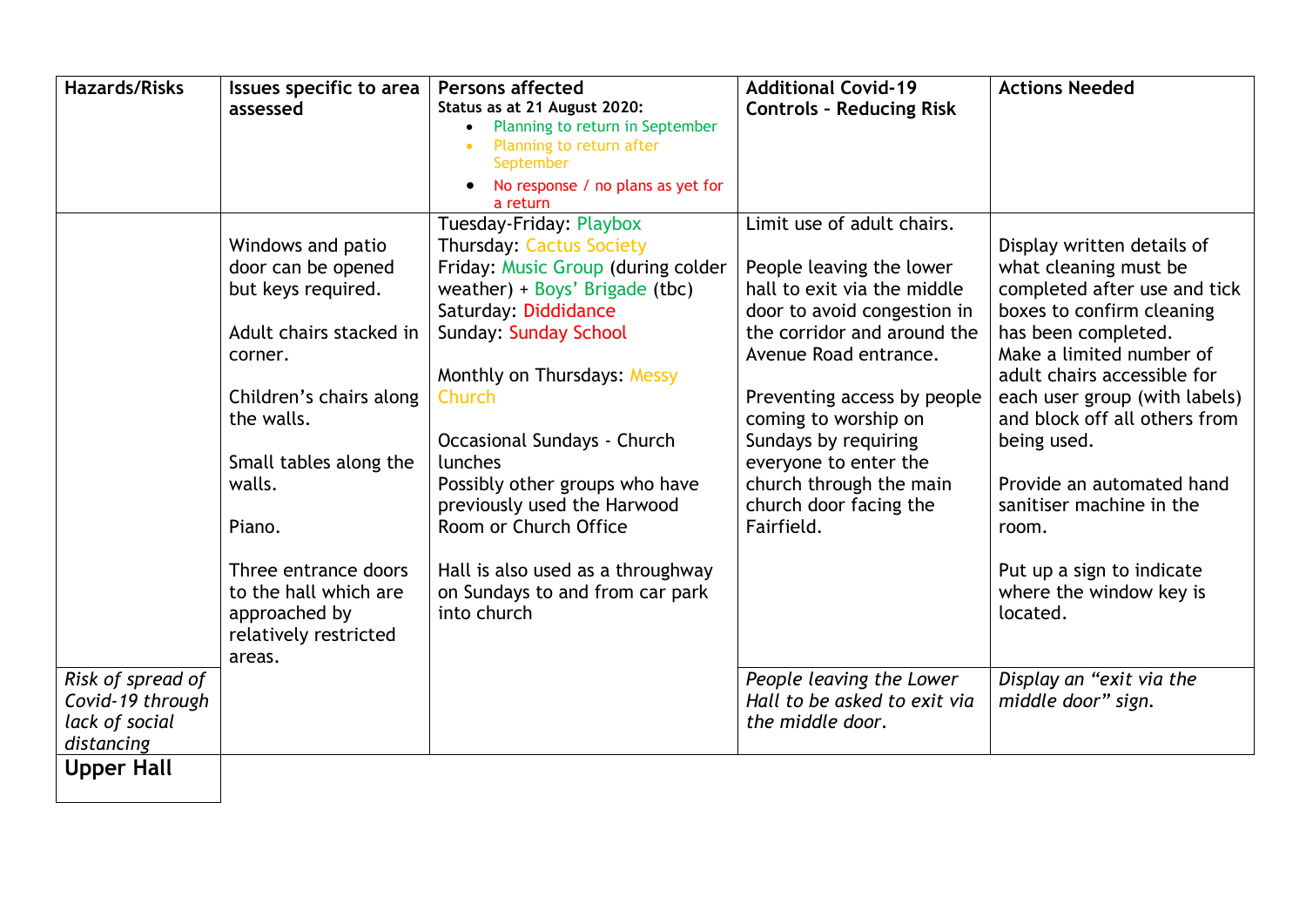| Hazards/Risks | Issues specific to area assessed | Persons affected<br>Status as at 21 August 2020:<br>• Planning to return in September<br>• Planning to return after September<br>• No response / no plans as yet for a return | Additional Covid-19 Controls - Reducing Risk | Actions Needed |
|---|---|---|---|---|
| | Windows and patio door can be opened but keys required.<br><br>Adult chairs stacked in corner.<br><br>Children's chairs along the walls.<br><br>Small tables along the walls.<br><br>Piano.<br><br>Three entrance doors to the hall which are approached by relatively restricted areas. | Tuesday-Friday: Playbox<br>Thursday: Cactus Society<br>Friday: Music Group (during colder weather) + Boys' Brigade (tbc)<br>Saturday: Diddidance<br>Sunday: Sunday School<br><br>Monthly on Thursdays: Messy Church<br><br>Occasional Sundays - Church lunches<br>Possibly other groups who have previously used the Harwood Room or Church Office<br><br>Hall is also used as a throughway on Sundays to and from car park into church | Limit use of adult chairs.<br><br>People leaving the lower hall to exit via the middle door to avoid congestion in the corridor and around the Avenue Road entrance.<br><br>Preventing access by people coming to worship on Sundays by requiring everyone to enter the church through the main church door facing the Fairfield. | Display written details of what cleaning must be completed after use and tick boxes to confirm cleaning has been completed.<br>Make a limited number of adult chairs accessible for each user group (with labels) and block off all others from being used.<br><br>Provide an automated hand sanitiser machine in the room.<br><br>Put up a sign to indicate where the window key is located. |
| *Risk of spread of Covid-19 through lack of social distancing* | | | *People leaving the Lower Hall to be asked to exit via the middle door.* | *Display an "exit via the middle door" sign.* |
| **Upper Hall** | | | | |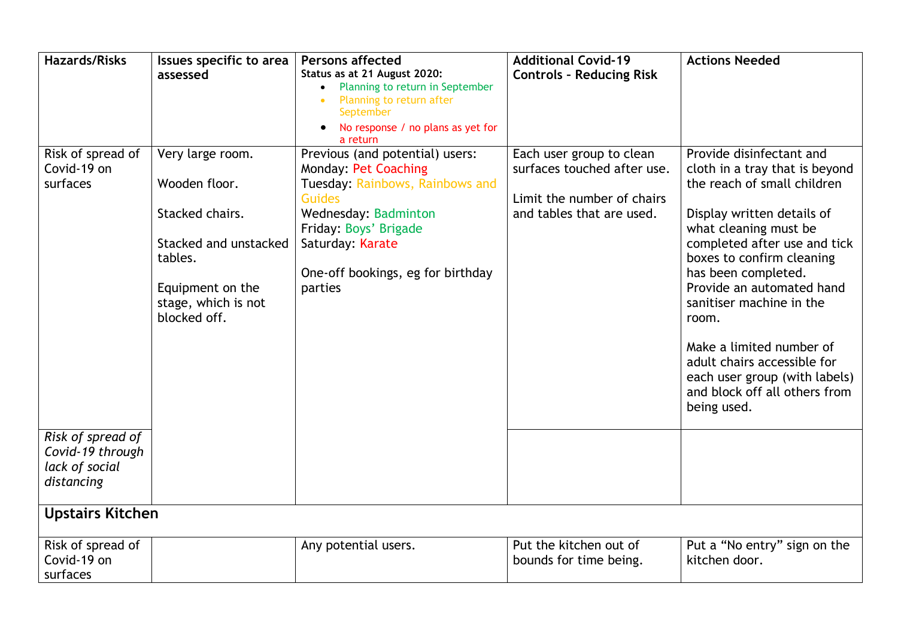| Hazards/Risks | Issues specific to area assessed | Persons affected<br>Status as at 21 August 2020:<br>• Planning to return in September<br>• Planning to return after September<br>• No response / no plans as yet for a return | Additional Covid-19 Controls - Reducing Risk | Actions Needed |
|---|---|---|---|---|
| Risk of spread of Covid-19 on surfaces | Very large room.<br><br>Wooden floor.<br><br>Stacked chairs.<br><br>Stacked and unstacked tables.<br><br>Equipment on the stage, which is not blocked off. | Previous (and potential) users:<br>Monday: Pet Coaching<br>Tuesday: Rainbows, Rainbows and Guides<br>Wednesday: Badminton<br>Friday: Boys' Brigade<br>Saturday: Karate<br><br>One-off bookings, eg for birthday parties | Each user group to clean surfaces touched after use.<br><br>Limit the number of chairs and tables that are used. | Provide disinfectant and cloth in a tray that is beyond the reach of small children<br><br>Display written details of what cleaning must be completed after use and tick boxes to confirm cleaning has been completed.<br>Provide an automated hand sanitiser machine in the room.<br><br>Make a limited number of adult chairs accessible for each user group (with labels) and block off all others from being used. |
| *Risk of spread of Covid-19 through lack of social distancing* | | | | |
| **Upstairs Kitchen** | | | | |
| Risk of spread of Covid-19 on surfaces | | Any potential users. | Put the kitchen out of bounds for time being. | Put a "No entry" sign on the kitchen door. |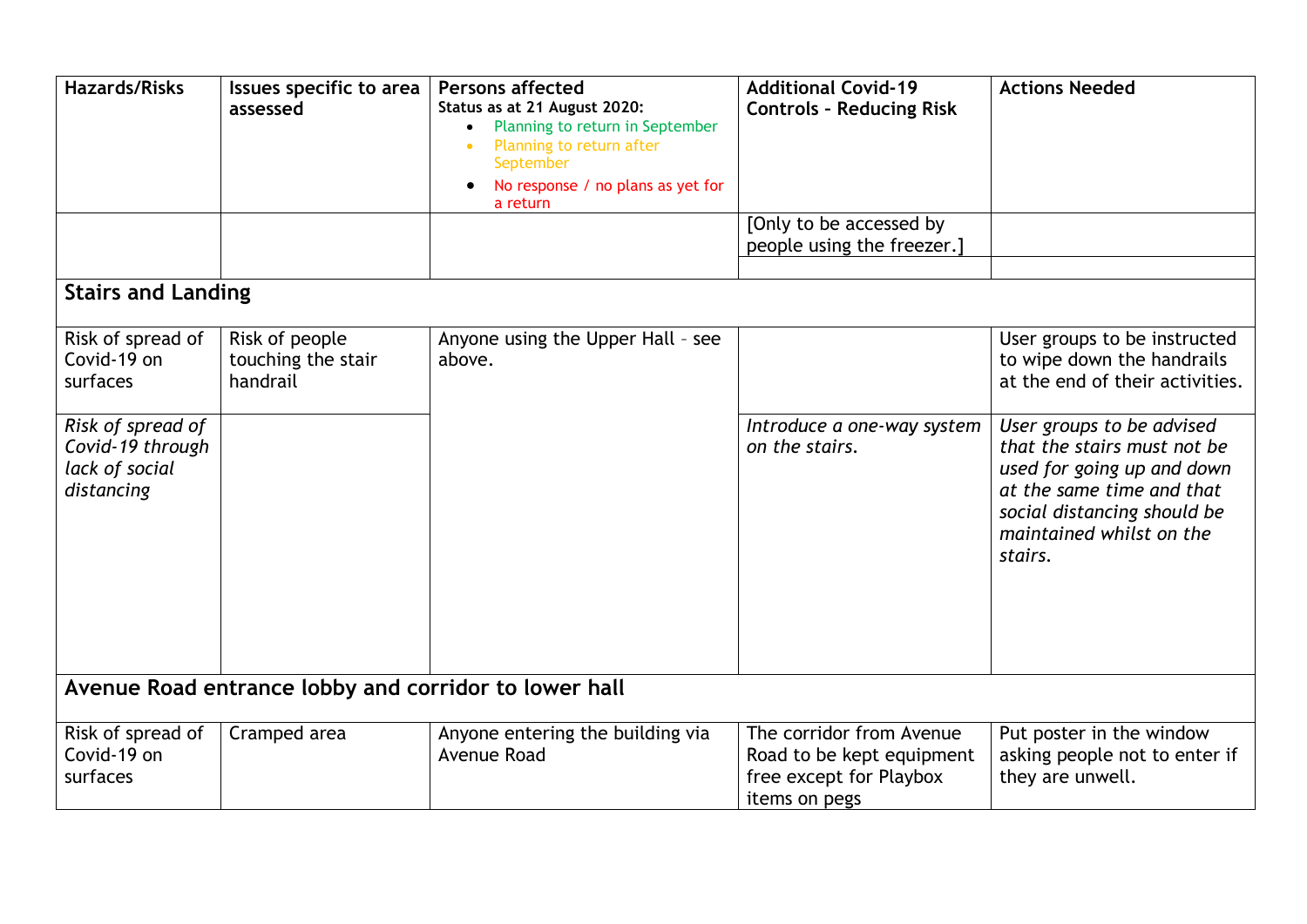| Hazards/Risks | Issues specific to area assessed | Persons affected<br>**Status as at 21 August 2020:**<br>• Planning to return in September<br>• Planning to return after September<br>• No response / no plans as yet for a return | Additional Covid-19 Controls - Reducing Risk | Actions Needed |
|---|---|---|---|---|
| | | | [Only to be accessed by people using the freezer.] | |
| **Stairs and Landing** | | | | |
| Risk of spread of Covid-19 on surfaces | Risk of people touching the stair handrail | Anyone using the Upper Hall – see above. | | User groups to be instructed to wipe down the handrails at the end of their activities. |
| *Risk of spread of Covid-19 through lack of social distancing* | | | *Introduce a one-way system on the stairs.* | *User groups to be advised that the stairs must not be used for going up and down at the same time and that social distancing should be maintained whilst on the stairs.* |
| **Avenue Road entrance lobby and corridor to lower hall** | | | | |
| Risk of spread of Covid-19 on surfaces | Cramped area | Anyone entering the building via Avenue Road | The corridor from Avenue Road to be kept equipment free except for Playbox items on pegs | Put poster in the window asking people not to enter if they are unwell. |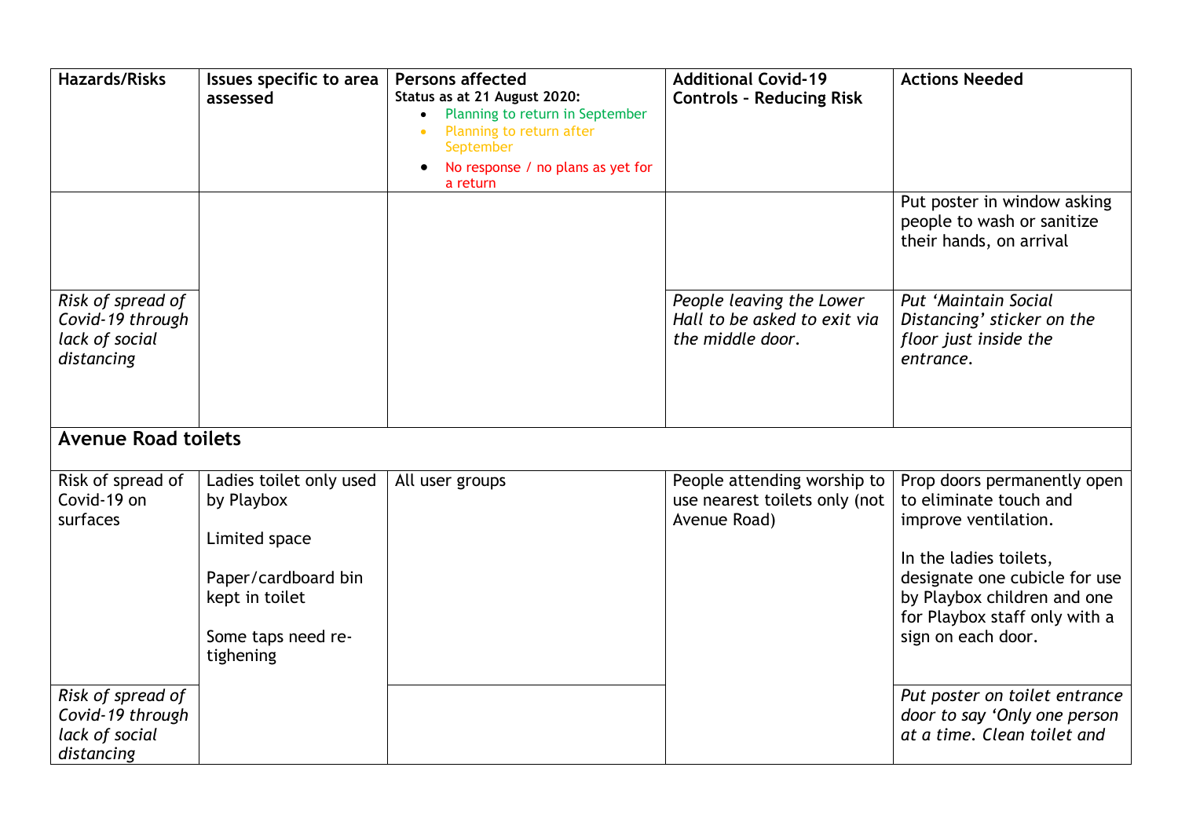| Hazards/Risks | Issues specific to area assessed | Persons affected<br>Status as at 21 August 2020:<br>• Planning to return in September<br>• Planning to return after September<br>• No response / no plans as yet for a return | Additional Covid-19 Controls - Reducing Risk | Actions Needed |
|---|---|---|---|---|
| | | | | Put poster in window asking people to wash or sanitize their hands, on arrival |
| *Risk of spread of Covid-19 through lack of social distancing* | | | *People leaving the Lower Hall to be asked to exit via the middle door.* | *Put 'Maintain Social Distancing' sticker on the floor just inside the entrance.* |
| **Avenue Road toilets** | | | | |
| Risk of spread of Covid-19 on surfaces | Ladies toilet only used by Playbox<br><br>Limited space<br><br>Paper/cardboard bin kept in toilet<br><br>Some taps need re-tighening | All user groups | People attending worship to use nearest toilets only (not Avenue Road) | Prop doors permanently open to eliminate touch and improve ventilation.<br><br>In the ladies toilets, designate one cubicle for use by Playbox children and one for Playbox staff only with a sign on each door. |
| *Risk of spread of Covid-19 through lack of social distancing* | | | | *Put poster on toilet entrance door to say 'Only one person at a time. Clean toilet and* |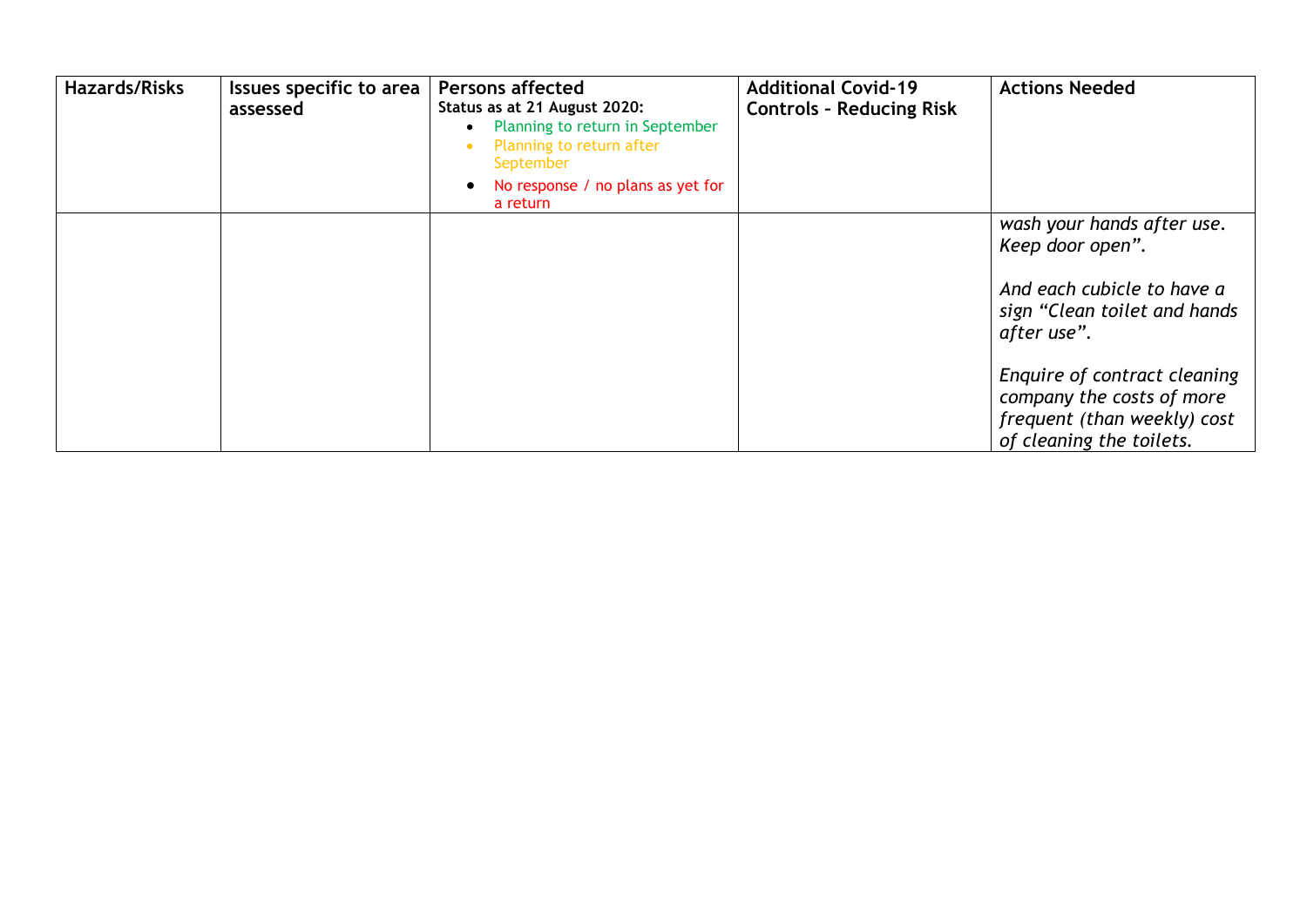| **Hazards/Risks** | **Issues specific to area assessed** | **Persons affected**<br>**Status as at 21 August 2020:**<br>• Planning to return in September<br>• Planning to return after September<br>• No response / no plans as yet for a return | **Additional Covid-19 Controls - Reducing Risk** | **Actions Needed** |
|---|---|---|---|---|
| | | | | *wash your hands after use. Keep door open”.*<br><br>*And each cubicle to have a sign “Clean toilet and hands after use”.*<br><br>*Enquire of contract cleaning company the costs of more frequent (than weekly) cost of cleaning the toilets.* |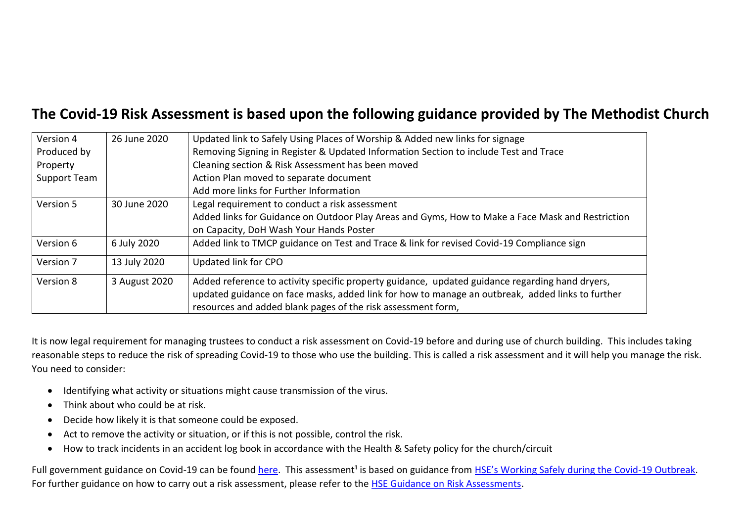# The Covid-19 Risk Assessment is based upon the following guidance provided by The Methodist Church

| | | |
|---|---|---|
| Version 4 Produced by Property Support Team | 26 June 2020 | Updated link to Safely Using Places of Worship & Added new links for signage<br>Removing Signing in Register & Updated Information Section to include Test and Trace<br>Cleaning section & Risk Assessment has been moved<br>Action Plan moved to separate document<br>Add more links for Further Information |
| Version 5 | 30 June 2020 | Legal requirement to conduct a risk assessment<br>Added links for Guidance on Outdoor Play Areas and Gyms, How to Make a Face Mask and Restriction on Capacity, DoH Wash Your Hands Poster |
| Version 6 | 6 July 2020 | Added link to TMCP guidance on Test and Trace & link for revised Covid-19 Compliance sign |
| Version 7 | 13 July 2020 | Updated link for CPO |
| Version 8 | 3 August 2020 | Added reference to activity specific property guidance, updated guidance regarding hand dryers, updated guidance on face masks, added link for how to manage an outbreak, added links to further resources and added blank pages of the risk assessment form, |

It is now legal requirement for managing trustees to conduct a risk assessment on Covid-19 before and during use of church building. This includes taking reasonable steps to reduce the risk of spreading Covid-19 to those who use the building. This is called a risk assessment and it will help you manage the risk. You need to consider:

- Identifying what activity or situations might cause transmission of the virus.
- Think about who could be at risk.
- Decide how likely it is that someone could be exposed.
- Act to remove the activity or situation, or if this is not possible, control the risk.
- How to track incidents in an accident log book in accordance with the Health & Safety policy for the church/circuit

Full government guidance on Covid-19 can be found here. This assessment[1] is based on guidance from HSE's Working Safely during the Covid-19 Outbreak. For further guidance on how to carry out a risk assessment, please refer to the HSE Guidance on Risk Assessments.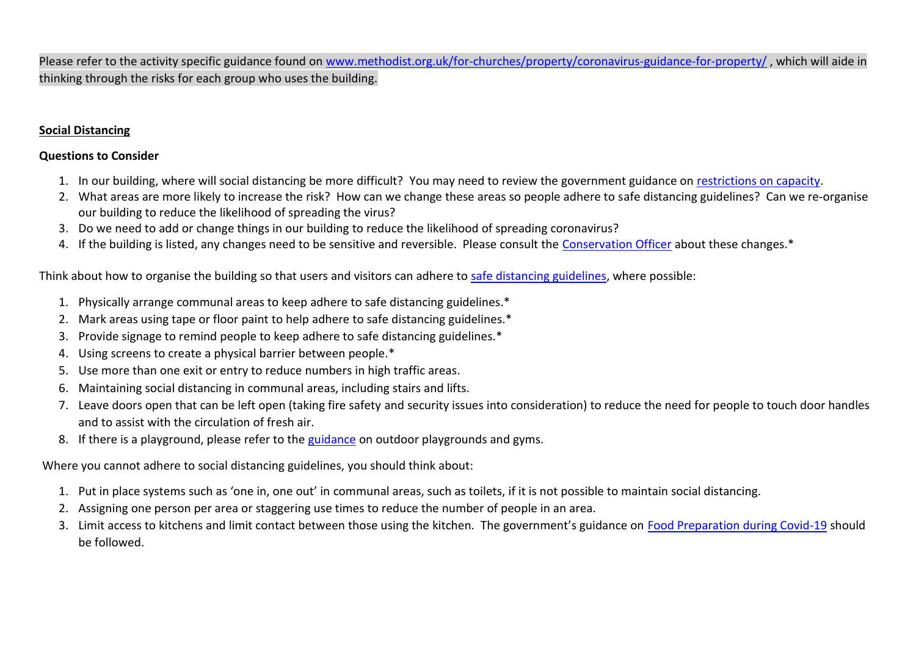Please refer to the activity specific guidance found on [www.methodist.org.uk/for-churches/property/coronavirus-guidance-for-property/](www.methodist.org.uk/for-churches/property/coronavirus-guidance-for-property/) , which will aide in thinking through the risks for each group who uses the building.

**Social Distancing**

**Questions to Consider**

1. In our building, where will social distancing be more difficult? You may need to review the government guidance on restrictions on capacity.
2. What areas are more likely to increase the risk? How can we change these areas so people adhere to safe distancing guidelines? Can we re-organise our building to reduce the likelihood of spreading the virus?
3. Do we need to add or change things in our building to reduce the likelihood of spreading coronavirus?
4. If the building is listed, any changes need to be sensitive and reversible. Please consult the Conservation Officer about these changes.*

Think about how to organise the building so that users and visitors can adhere to safe distancing guidelines, where possible:

1. Physically arrange communal areas to keep adhere to safe distancing guidelines.*
2. Mark areas using tape or floor paint to help adhere to safe distancing guidelines.*
3. Provide signage to remind people to keep adhere to safe distancing guidelines.*
4. Using screens to create a physical barrier between people.*
5. Use more than one exit or entry to reduce numbers in high traffic areas.
6. Maintaining social distancing in communal areas, including stairs and lifts.
7. Leave doors open that can be left open (taking fire safety and security issues into consideration) to reduce the need for people to touch door handles and to assist with the circulation of fresh air.
8. If there is a playground, please refer to the guidance on outdoor playgrounds and gyms.

Where you cannot adhere to social distancing guidelines, you should think about:

1. Put in place systems such as 'one in, one out' in communal areas, such as toilets, if it is not possible to maintain social distancing.
2. Assigning one person per area or staggering use times to reduce the number of people in an area.
3. Limit access to kitchens and limit contact between those using the kitchen. The government's guidance on Food Preparation during Covid-19 should be followed.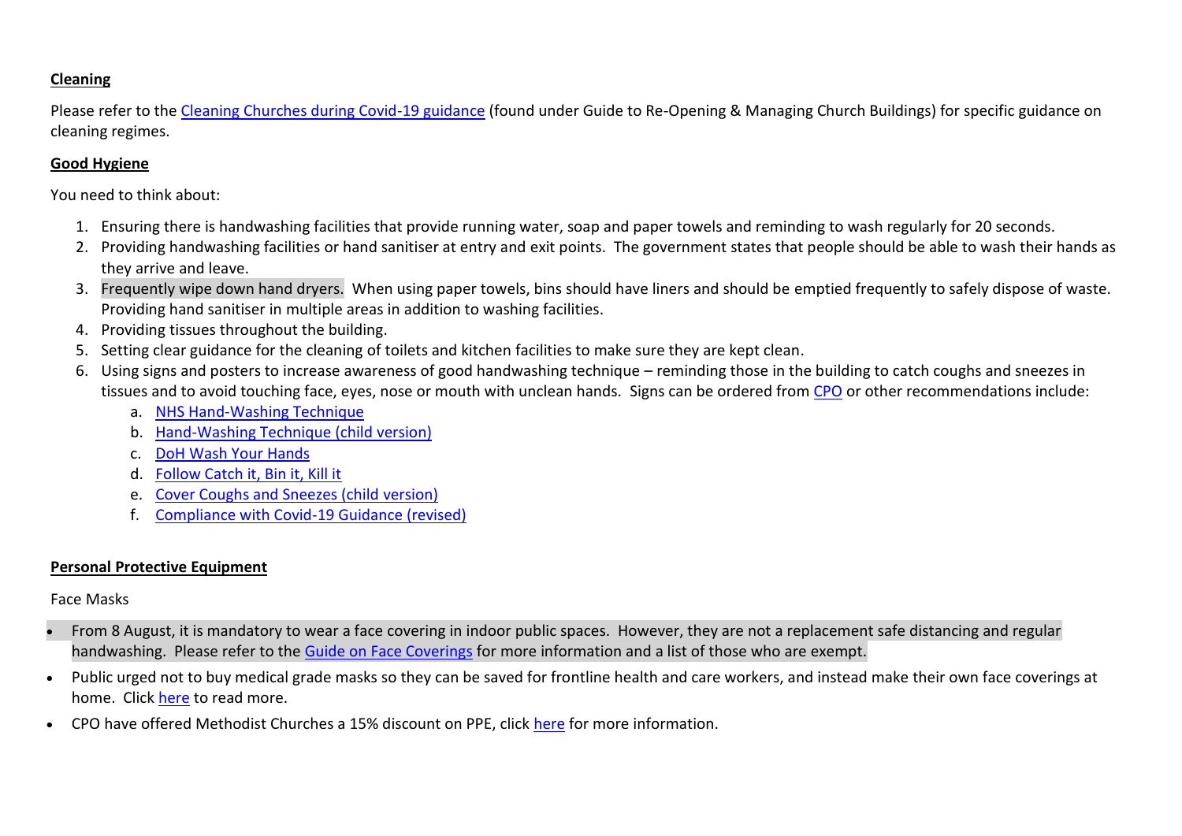**Cleaning**

Please refer to the [Cleaning Churches during Covid-19 guidance]() (found under Guide to Re-Opening & Managing Church Buildings) for specific guidance on cleaning regimes.

**Good Hygiene**

You need to think about:

1. Ensuring there is handwashing facilities that provide running water, soap and paper towels and reminding to wash regularly for 20 seconds.
2. Providing handwashing facilities or hand sanitiser at entry and exit points. The government states that people should be able to wash their hands as they arrive and leave.
3. Frequently wipe down hand dryers. When using paper towels, bins should have liners and should be emptied frequently to safely dispose of waste. Providing hand sanitiser in multiple areas in addition to washing facilities.
4. Providing tissues throughout the building.
5. Setting clear guidance for the cleaning of toilets and kitchen facilities to make sure they are kept clean.
6. Using signs and posters to increase awareness of good handwashing technique – reminding those in the building to catch coughs and sneezes in tissues and to avoid touching face, eyes, nose or mouth with unclean hands. Signs can be ordered from [CPO]() or other recommendations include:
    a. [NHS Hand-Washing Technique]()
    b. [Hand-Washing Technique (child version)]()
    c. [DoH Wash Your Hands]()
    d. [Follow Catch it, Bin it, Kill it]()
    e. [Cover Coughs and Sneezes (child version)]()
    f. [Compliance with Covid-19 Guidance (revised)]()

**Personal Protective Equipment**

Face Masks

- From 8 August, it is mandatory to wear a face covering in indoor public spaces. However, they are not a replacement safe distancing and regular handwashing. Please refer to the [Guide on Face Coverings]() for more information and a list of those who are exempt.
- Public urged not to buy medical grade masks so they can be saved for frontline health and care workers, and instead make their own face coverings at home. Click [here]() to read more.
- CPO have offered Methodist Churches a 15% discount on PPE, click [here]() for more information.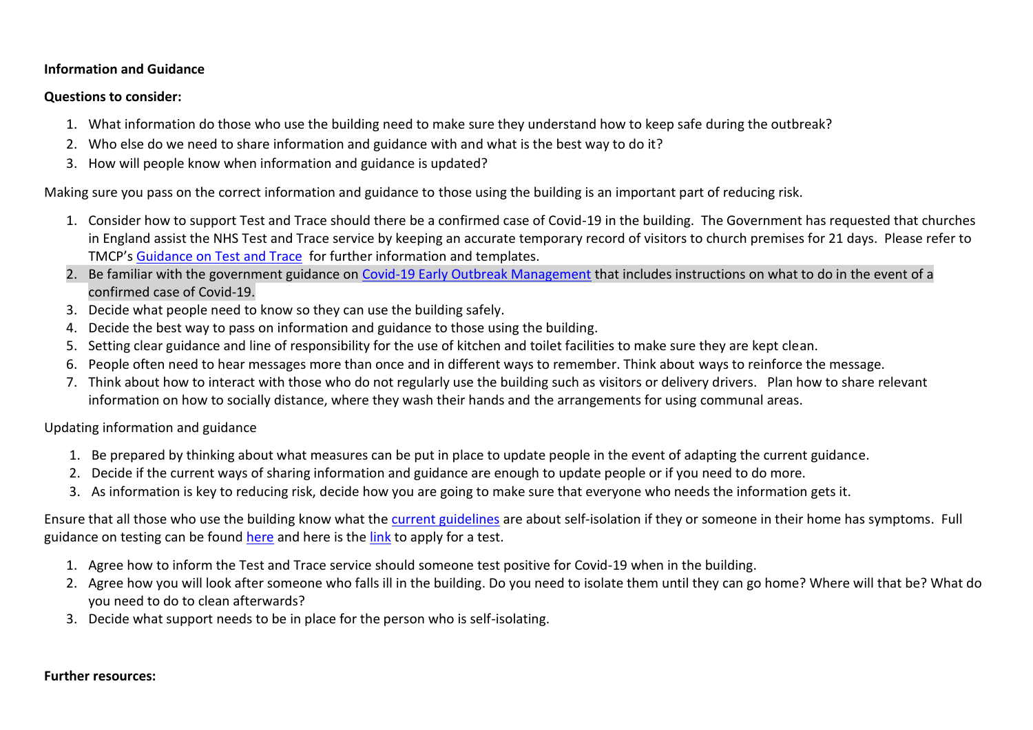**Information and Guidance**

**Questions to consider:**

1. What information do those who use the building need to make sure they understand how to keep safe during the outbreak?
2. Who else do we need to share information and guidance with and what is the best way to do it?
3. How will people know when information and guidance is updated?

Making sure you pass on the correct information and guidance to those using the building is an important part of reducing risk.

1. Consider how to support Test and Trace should there be a confirmed case of Covid-19 in the building. The Government has requested that churches in England assist the NHS Test and Trace service by keeping an accurate temporary record of visitors to church premises for 21 days. Please refer to TMCP's Guidance on Test and Trace for further information and templates.
2. Be familiar with the government guidance on Covid-19 Early Outbreak Management that includes instructions on what to do in the event of a confirmed case of Covid-19.
3. Decide what people need to know so they can use the building safely.
4. Decide the best way to pass on information and guidance to those using the building.
5. Setting clear guidance and line of responsibility for the use of kitchen and toilet facilities to make sure they are kept clean.
6. People often need to hear messages more than once and in different ways to remember. Think about ways to reinforce the message.
7. Think about how to interact with those who do not regularly use the building such as visitors or delivery drivers. Plan how to share relevant information on how to socially distance, where they wash their hands and the arrangements for using communal areas.

Updating information and guidance

1. Be prepared by thinking about what measures can be put in place to update people in the event of adapting the current guidance.
2. Decide if the current ways of sharing information and guidance are enough to update people or if you need to do more.
3. As information is key to reducing risk, decide how you are going to make sure that everyone who needs the information gets it.

Ensure that all those who use the building know what the current guidelines are about self-isolation if they or someone in their home has symptoms. Full guidance on testing can be found here and here is the link to apply for a test.

1. Agree how to inform the Test and Trace service should someone test positive for Covid-19 when in the building.
2. Agree how you will look after someone who falls ill in the building. Do you need to isolate them until they can go home? Where will that be? What do you need to do to clean afterwards?
3. Decide what support needs to be in place for the person who is self-isolating.

**Further resources:**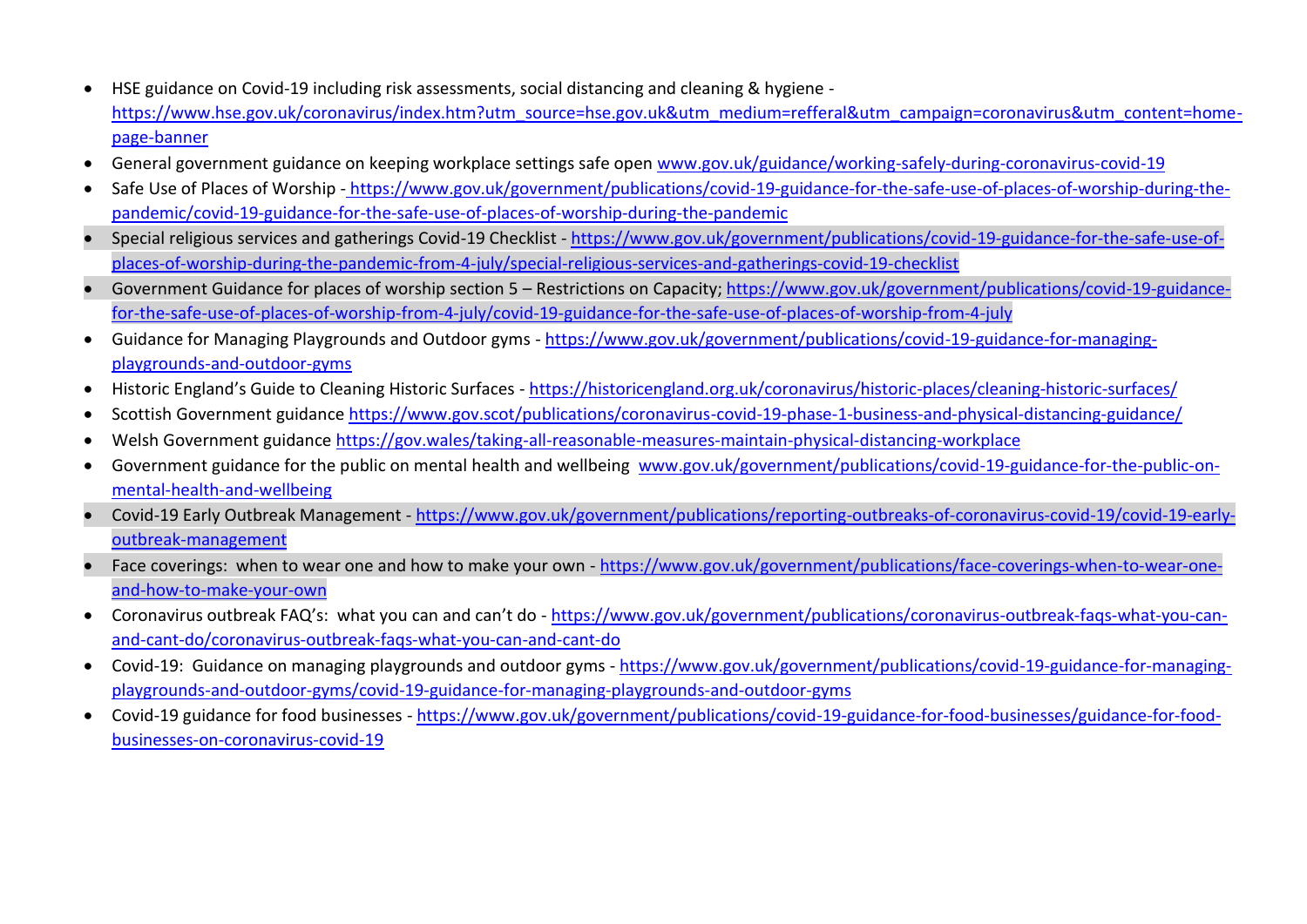- HSE guidance on Covid-19 including risk assessments, social distancing and cleaning & hygiene - https://www.hse.gov.uk/coronavirus/index.htm?utm_source=hse.gov.uk&utm_medium=refferal&utm_campaign=coronavirus&utm_content=home-page-banner
- General government guidance on keeping workplace settings safe open www.gov.uk/guidance/working-safely-during-coronavirus-covid-19
- Safe Use of Places of Worship - https://www.gov.uk/government/publications/covid-19-guidance-for-the-safe-use-of-places-of-worship-during-the-pandemic/covid-19-guidance-for-the-safe-use-of-places-of-worship-during-the-pandemic
- Special religious services and gatherings Covid-19 Checklist - https://www.gov.uk/government/publications/covid-19-guidance-for-the-safe-use-of-places-of-worship-during-the-pandemic-from-4-july/special-religious-services-and-gatherings-covid-19-checklist
- Government Guidance for places of worship section 5 – Restrictions on Capacity; https://www.gov.uk/government/publications/covid-19-guidance-for-the-safe-use-of-places-of-worship-from-4-july/covid-19-guidance-for-the-safe-use-of-places-of-worship-from-4-july
- Guidance for Managing Playgrounds and Outdoor gyms - https://www.gov.uk/government/publications/covid-19-guidance-for-managing-playgrounds-and-outdoor-gyms
- Historic England's Guide to Cleaning Historic Surfaces - https://historicengland.org.uk/coronavirus/historic-places/cleaning-historic-surfaces/
- Scottish Government guidance https://www.gov.scot/publications/coronavirus-covid-19-phase-1-business-and-physical-distancing-guidance/
- Welsh Government guidance https://gov.wales/taking-all-reasonable-measures-maintain-physical-distancing-workplace
- Government guidance for the public on mental health and wellbeing www.gov.uk/government/publications/covid-19-guidance-for-the-public-on-mental-health-and-wellbeing
- Covid-19 Early Outbreak Management - https://www.gov.uk/government/publications/reporting-outbreaks-of-coronavirus-covid-19/covid-19-early-outbreak-management
- Face coverings: when to wear one and how to make your own - https://www.gov.uk/government/publications/face-coverings-when-to-wear-one-and-how-to-make-your-own
- Coronavirus outbreak FAQ's: what you can and can't do - https://www.gov.uk/government/publications/coronavirus-outbreak-faqs-what-you-can-and-cant-do/coronavirus-outbreak-faqs-what-you-can-and-cant-do
- Covid-19: Guidance on managing playgrounds and outdoor gyms - https://www.gov.uk/government/publications/covid-19-guidance-for-managing-playgrounds-and-outdoor-gyms/covid-19-guidance-for-managing-playgrounds-and-outdoor-gyms
- Covid-19 guidance for food businesses - https://www.gov.uk/government/publications/covid-19-guidance-for-food-businesses/guidance-for-food-businesses-on-coronavirus-covid-19